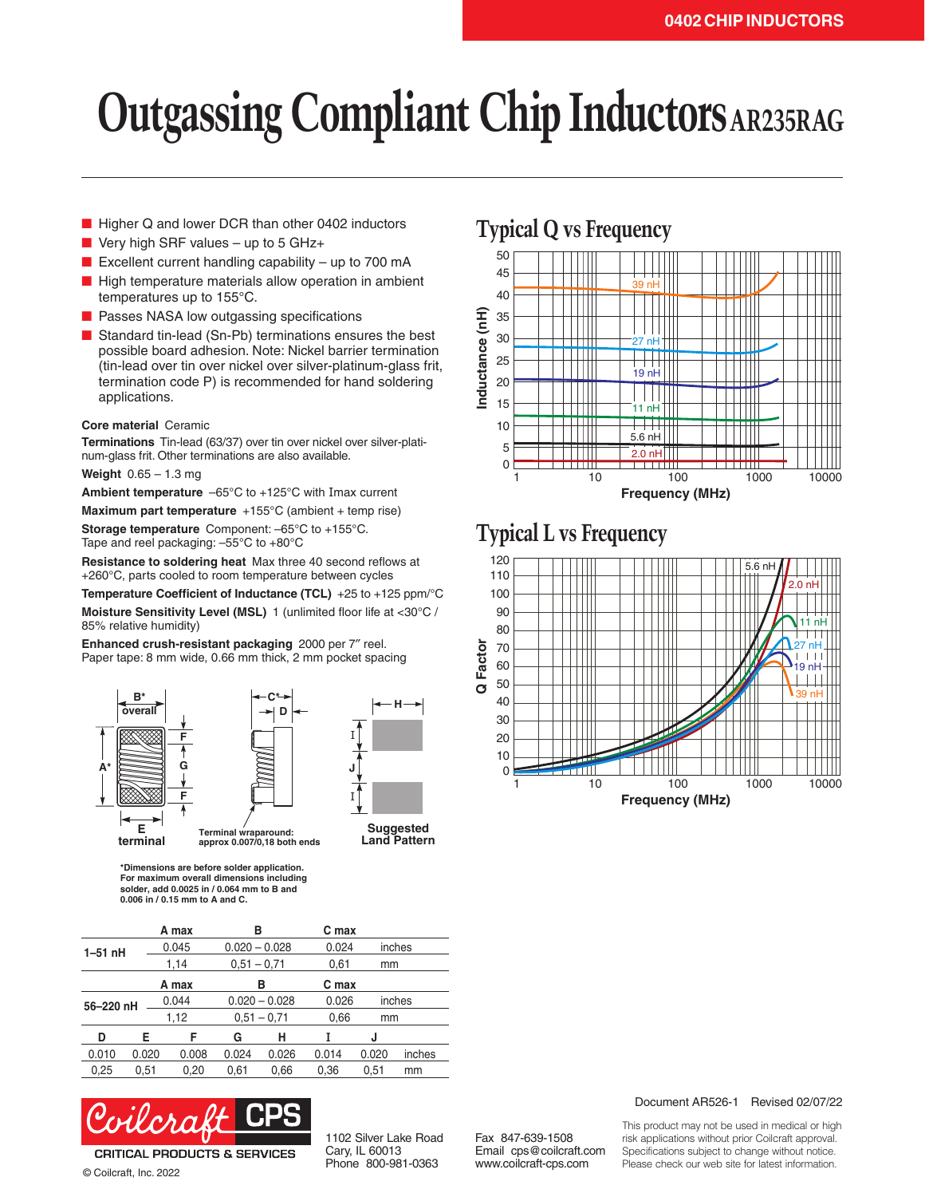# Outgassing Compliant Chip Inductors AR235RAG

- Higher Q and lower DCR than other 0402 inductors
- Very high SRF values – up to 5 GHz+
- Excellent current handling capability – up to 700 mA
- High temperature materials allow operation in ambient temperatures up to 155°C.
- Passes NASA low outgassing specifications
- Standard tin-lead (Sn-Pb) terminations ensures the best possible board adhesion. Note: Nickel barrier termination (tin-lead over tin over nickel over silver-platinum-glass frit, termination code P) is recommended for hand soldering applications.

**Core material** Ceramic

**Terminations** Tin-lead (63/37) over tin over nickel over silver-platinum-glass frit. Other terminations are also available.

**Weight** 0.65 – 1.3 mg

**Ambient temperature** –65°C to +125°C with Imax current

**Maximum part temperature** +155°C (ambient + temp rise)

**Storage temperature** Component: –55°C to +155°C. Tape and reel packaging: –55°C to +80°C

**Resistance to soldering heat** Max three 40 second reflows at +260°C, parts cooled to room temperature between cycles

**Temperature Coefficient of Inductance (TCL)** +25 to +125 ppm/°C

**Moisture Sensitivity Level (MSL)** 1 (unlimited floor life at <30°C / 85% relative humidity)

**Enhanced crush-resistant packaging** 2000 per 7″ reel. Paper tape: 8 mm wide, 0.66 mm thick, 2 mm pocket spacing

B* overall, A*, E terminal, C*, D, F, G, F

Terminal wraparound: approx 0.007/0,18 both ends

Suggested Land Pattern (H, I, J, I)

*Dimensions are before solder application. For maximum overall dimensions including solder, add 0.0025 in / 0.064 mm to B and 0.006 in / 0.15 mm to A and C.

| | A max | B | C max | |
|---|---|---|---|---|
| 1–51 nH | 0.045 | 0.020 – 0.028 | 0.024 | inches |
| | 1,14 | 0,51 – 0,71 | 0,61 | mm |
| | **A max** | **B** | **C max** | |
| 56–220 nH | 0.044 | 0.020 – 0.028 | 0.026 | inches |
| | 1,12 | 0,51 – 0,71 | 0,66 | mm |

| D | E | F | G | H | I | J | |
|---|---|---|---|---|---|---|---|
| 0.010 | 0.020 | 0.008 | 0.024 | 0.026 | 0.014 | 0.020 | inches |
| 0,25 | 0,51 | 0,20 | 0,61 | 0,66 | 0,36 | 0,51 | mm |

## Typical Q vs Frequency

(Chart: Inductance (nH) vs Frequency (MHz), curves for 39 nH, 27 nH, 19 nH, 11 nH, 5.6 nH, 2.0 nH)

## Typical L vs Frequency

(Chart: Q Factor vs Frequency (MHz), curves for 5.6 nH, 2.0 nH, 11 nH, 27 nH, 19 nH, 39 nH)

Document AR526-1 Revised 02/07/22

Coilcraft CPS — CRITICAL PRODUCTS & SERVICES

© Coilcraft, Inc. 2022

1102 Silver Lake Road
Cary, IL 60013
Phone 800-981-0363

Fax 847-639-1508
Email cps@coilcraft.com
www.coilcraft-cps.com

This product may not be used in medical or high risk applications without prior Coilcraft approval. Specifications subject to change without notice. Please check our web site for latest information.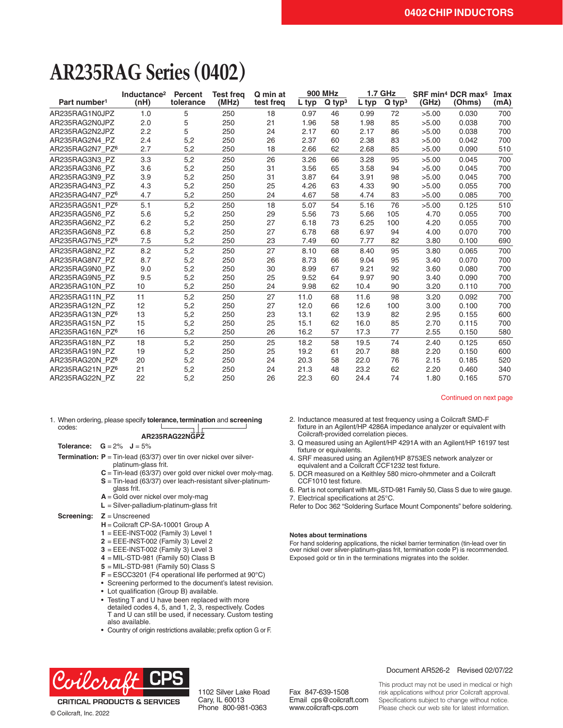# AR235RAG Series (0402)

| Part number[1] | Inductance[2] (nH) | Percent tolerance | Test freq (MHz) | Q min at test freq | 900 MHz | | 1.7 GHz | | SRF min[4] (GHz) | DCR max[5] (Ohms) | Imax (mA) |
|---|---|---|---|---|---|---|---|---|---|---|---|
| | | | | | L typ | Q typ[3] | L typ | Q typ[3] | | | |
| AR235RAG1N0JPZ | 1.0 | 5 | 250 | 18 | 0.97 | 46 | 0.99 | 72 | >5.00 | 0.030 | 700 |
| AR235RAG2N0JPZ | 2.0 | 5 | 250 | 21 | 1.96 | 58 | 1.98 | 85 | >5.00 | 0.038 | 700 |
| AR235RAG2N2JPZ | 2.2 | 5 | 250 | 24 | 2.17 | 60 | 2.17 | 86 | >5.00 | 0.038 | 700 |
| AR235RAG2N4_PZ | 2.4 | 5,2 | 250 | 26 | 2.37 | 60 | 2.38 | 83 | >5.00 | 0.042 | 700 |
| AR235RAG2N7_PZ[6] | 2.7 | 5,2 | 250 | 18 | 2.66 | 62 | 2.68 | 85 | >5.00 | 0.090 | 510 |
| AR235RAG3N3_PZ | 3.3 | 5,2 | 250 | 26 | 3.26 | 66 | 3.28 | 95 | >5.00 | 0.045 | 700 |
| AR235RAG3N6_PZ | 3.6 | 5,2 | 250 | 31 | 3.56 | 65 | 3.58 | 94 | >5.00 | 0.045 | 700 |
| AR235RAG3N9_PZ | 3.9 | 5,2 | 250 | 31 | 3.87 | 64 | 3.91 | 98 | >5.00 | 0.045 | 700 |
| AR235RAG4N3_PZ | 4.3 | 5,2 | 250 | 25 | 4.26 | 63 | 4.33 | 90 | >5.00 | 0.055 | 700 |
| AR235RAG4N7_PZ[6] | 4.7 | 5,2 | 250 | 24 | 4.67 | 58 | 4.74 | 83 | >5.00 | 0.085 | 700 |
| AR235RAG5N1_PZ[6] | 5.1 | 5,2 | 250 | 18 | 5.07 | 54 | 5.16 | 76 | >5.00 | 0.125 | 510 |
| AR235RAG5N6_PZ | 5.6 | 5,2 | 250 | 29 | 5.56 | 73 | 5.66 | 105 | 4.70 | 0.055 | 700 |
| AR235RAG6N2_PZ | 6.2 | 5,2 | 250 | 27 | 6.18 | 73 | 6.25 | 100 | 4.20 | 0.055 | 700 |
| AR235RAG6N8_PZ | 6.8 | 5,2 | 250 | 27 | 6.78 | 68 | 6.97 | 94 | 4.00 | 0.070 | 700 |
| AR235RAG7N5_PZ[6] | 7.5 | 5,2 | 250 | 23 | 7.49 | 60 | 7.77 | 82 | 3.80 | 0.100 | 690 |
| AR235RAG8N2_PZ | 8.2 | 5,2 | 250 | 27 | 8.10 | 68 | 8.40 | 95 | 3.80 | 0.065 | 700 |
| AR235RAG8N7_PZ | 8.7 | 5,2 | 250 | 26 | 8.73 | 66 | 9.04 | 95 | 3.40 | 0.070 | 700 |
| AR235RAG9N0_PZ | 9.0 | 5,2 | 250 | 30 | 8.99 | 67 | 9.21 | 92 | 3.60 | 0.080 | 700 |
| AR235RAG9N5_PZ | 9.5 | 5,2 | 250 | 25 | 9.52 | 64 | 9.97 | 90 | 3.40 | 0.090 | 700 |
| AR235RAG10N_PZ | 10 | 5,2 | 250 | 24 | 9.98 | 62 | 10.4 | 90 | 3.20 | 0.110 | 700 |
| AR235RAG11N_PZ | 11 | 5,2 | 250 | 27 | 11.0 | 68 | 11.6 | 98 | 3.20 | 0.092 | 700 |
| AR235RAG12N_PZ | 12 | 5,2 | 250 | 27 | 12.0 | 66 | 12.6 | 100 | 3.00 | 0.100 | 700 |
| AR235RAG13N_PZ[6] | 13 | 5,2 | 250 | 23 | 13.1 | 62 | 13.9 | 82 | 2.95 | 0.155 | 600 |
| AR235RAG15N_PZ | 15 | 5,2 | 250 | 25 | 15.1 | 62 | 16.0 | 85 | 2.70 | 0.115 | 700 |
| AR235RAG16N_PZ[6] | 16 | 5,2 | 250 | 26 | 16.2 | 57 | 17.3 | 77 | 2.55 | 0.150 | 580 |
| AR235RAG18N_PZ | 18 | 5,2 | 250 | 25 | 18.2 | 58 | 19.5 | 74 | 2.40 | 0.125 | 650 |
| AR235RAG19N_PZ | 19 | 5,2 | 250 | 25 | 19.2 | 61 | 20.7 | 88 | 2.20 | 0.150 | 600 |
| AR235RAG20N_PZ[6] | 20 | 5,2 | 250 | 24 | 20.3 | 58 | 22.0 | 76 | 2.15 | 0.185 | 520 |
| AR235RAG21N_PZ[6] | 21 | 5,2 | 250 | 24 | 21.3 | 48 | 23.2 | 62 | 2.20 | 0.460 | 340 |
| AR235RAG22N_PZ | 22 | 5,2 | 250 | 26 | 22.3 | 60 | 24.4 | 74 | 1.80 | 0.165 | 570 |

Continued on next page

1. When ordering, please specify **tolerance, termination** and **screening** codes:

   **AR235RAG22NGPZ**

   **Tolerance:** **G** = 2% **J** = 5%

   **Termination:**
   - **P** = Tin-lead (63/37) over tin over nickel over silver-platinum-glass frit.
   - **C** = Tin-lead (63/37) over gold over nickel over moly-mag.
   - **S** = Tin-lead (63/37) over leach-resistant silver-platinum-glass frit.
   - **A** = Gold over nickel over moly-mag
   - **L** = Silver-palladium-platinum-glass frit

   **Screening:**
   - **Z** = Unscreened
   - **H** = Coilcraft CP-SA-10001 Group A
   - **1** = EEE-INST-002 (Family 3) Level 1
   - **2** = EEE-INST-002 (Family 3) Level 2
   - **3** = EEE-INST-002 (Family 3) Level 3
   - **4** = MIL-STD-981 (Family 50) Class B
   - **5** = MIL-STD-981 (Family 50) Class S
   - **F** = ESCC3201 (F4 operational life performed at 90°C)
   - Screening performed to the document's latest revision.
   - Lot qualification (Group B) available.
   - Testing T and U have been replaced with more detailed codes 4, 5, and 1, 2, 3, respectively. Codes T and U can still be used, if necessary. Custom testing also available.
   - Country of origin restrictions available; prefix option G or F.

2. Inductance measured at test frequency using a Coilcraft SMD-F fixture in an Agilent/HP 4286A impedance analyzer or equivalent with Coilcraft-provided correlation pieces.
3. Q measured using an Agilent/HP 4291A with an Agilent/HP 16197 test fixture or equivalents.
4. SRF measured using an Agilent/HP 8753ES network analyzer or equivalent and a Coilcraft CCF1232 test fixture.
5. DCR measured on a Keithley 580 micro-ohmmeter and a Coilcraft CCF1010 test fixture.
6. Part is not compliant with MIL-STD-981 Family 50, Class S due to wire gauge.
7. Electrical specifications at 25°C.

Refer to Doc 362 "Soldering Surface Mount Components" before soldering.

**Notes about terminations**

For hand soldering applications, the nickel barrier termination (tin-lead over tin over nickel over silver-platinum-glass frit, termination code P) is recommended. Exposed gold or tin in the terminations migrates into the solder.

Document AR526-2 Revised 02/07/22

Coilcraft CPS — CRITICAL PRODUCTS & SERVICES

© Coilcraft, Inc. 2022

1102 Silver Lake Road
Cary, IL 60013
Phone 800-981-0363

Fax 847-639-1508
Email cps@coilcraft.com
www.coilcraft-cps.com

This product may not be used in medical or high risk applications without prior Coilcraft approval. Specifications subject to change without notice. Please check our web site for latest information.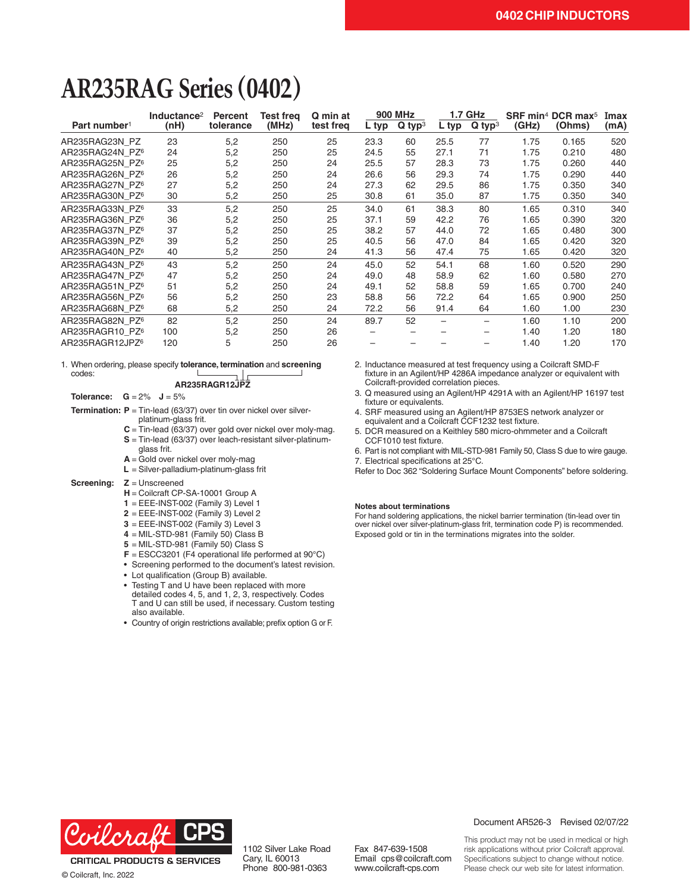# AR235RAG Series (0402)

| Part number[1] | Inductance[2] (nH) | Percent tolerance | Test freq (MHz) | Q min at test freq | 900 MHz L typ | 900 MHz Q typ[3] | 1.7 GHz L typ | 1.7 GHz Q typ[3] | SRF min[4] (GHz) | DCR max[5] (Ohms) | Imax (mA) |
|---|---|---|---|---|---|---|---|---|---|---|---|
| AR235RAG23N_PZ | 23 | 5,2 | 250 | 25 | 23.3 | 60 | 25.5 | 77 | 1.75 | 0.165 | 520 |
| AR235RAG24N_PZ[6] | 24 | 5,2 | 250 | 25 | 24.5 | 55 | 27.1 | 71 | 1.75 | 0.210 | 480 |
| AR235RAG25N_PZ[6] | 25 | 5,2 | 250 | 24 | 25.5 | 57 | 28.3 | 73 | 1.75 | 0.260 | 440 |
| AR235RAG26N_PZ[6] | 26 | 5,2 | 250 | 24 | 26.6 | 56 | 29.3 | 74 | 1.75 | 0.290 | 440 |
| AR235RAG27N_PZ[6] | 27 | 5,2 | 250 | 24 | 27.3 | 62 | 29.5 | 86 | 1.75 | 0.350 | 340 |
| AR235RAG30N_PZ[6] | 30 | 5,2 | 250 | 25 | 30.8 | 61 | 35.0 | 87 | 1.75 | 0.350 | 340 |
| AR235RAG33N_PZ[6] | 33 | 5,2 | 250 | 25 | 34.0 | 61 | 38.3 | 80 | 1.65 | 0.310 | 340 |
| AR235RAG36N_PZ[6] | 36 | 5,2 | 250 | 25 | 37.1 | 59 | 42.2 | 76 | 1.65 | 0.390 | 320 |
| AR235RAG37N_PZ[6] | 37 | 5,2 | 250 | 25 | 38.2 | 57 | 44.0 | 72 | 1.65 | 0.480 | 300 |
| AR235RAG39N_PZ[6] | 39 | 5,2 | 250 | 25 | 40.5 | 56 | 47.0 | 84 | 1.65 | 0.420 | 320 |
| AR235RAG40N_PZ[6] | 40 | 5,2 | 250 | 24 | 41.3 | 56 | 47.4 | 75 | 1.65 | 0.420 | 320 |
| AR235RAG43N_PZ[6] | 43 | 5,2 | 250 | 24 | 45.0 | 52 | 54.1 | 68 | 1.60 | 0.520 | 290 |
| AR235RAG47N_PZ[6] | 47 | 5,2 | 250 | 24 | 49.0 | 48 | 58.9 | 62 | 1.60 | 0.580 | 270 |
| AR235RAG51N_PZ[6] | 51 | 5,2 | 250 | 24 | 49.1 | 52 | 58.8 | 59 | 1.65 | 0.700 | 240 |
| AR235RAG56N_PZ[6] | 56 | 5,2 | 250 | 23 | 58.8 | 56 | 72.2 | 64 | 1.65 | 0.900 | 250 |
| AR235RAG68N_PZ[6] | 68 | 5,2 | 250 | 24 | 72.2 | 56 | 91.4 | 64 | 1.60 | 1.00 | 230 |
| AR235RAG82N_PZ[6] | 82 | 5,2 | 250 | 24 | 89.7 | 52 | – | – | 1.60 | 1.10 | 200 |
| AR235RAGR10_PZ[6] | 100 | 5,2 | 250 | 26 | – | – | – | – | 1.40 | 1.20 | 180 |
| AR235RAGR12JPZ[6] | 120 | 5 | 250 | 26 | – | – | – | – | 1.40 | 1.20 | 170 |

1. When ordering, please specify **tolerance, termination** and **screening** codes:

   **AR235RAGR12JPZ**

   **Tolerance:** **G** = 2% **J** = 5%

   **Termination:**
   - **P** = Tin-lead (63/37) over tin over nickel over silver-platinum-glass frit.
   - **C** = Tin-lead (63/37) over gold over nickel over moly-mag.
   - **S** = Tin-lead (63/37) over leach-resistant silver-platinum-glass frit.
   - **A** = Gold over nickel over moly-mag
   - **L** = Silver-palladium-platinum-glass frit

   **Screening:**
   - **Z** = Unscreened
   - **H** = Coilcraft CP-SA-10001 Group A
   - **1** = EEE-INST-002 (Family 3) Level 1
   - **2** = EEE-INST-002 (Family 3) Level 2
   - **3** = EEE-INST-002 (Family 3) Level 3
   - **4** = MIL-STD-981 (Family 50) Class B
   - **5** = MIL-STD-981 (Family 50) Class S
   - **F** = ESCC3201 (F4 operational life performed at 90°C)
   - Screening performed to the document's latest revision.
   - Lot qualification (Group B) available.
   - Testing T and U have been replaced with more detailed codes 4, 5, and 1, 2, 3, respectively. Codes T and U can still be used, if necessary. Custom testing also available.
   - Country of origin restrictions available; prefix option G or F.

2. Inductance measured at test frequency using a Coilcraft SMD-F fixture in an Agilent/HP 4286A impedance analyzer or equivalent with Coilcraft-provided correlation pieces.
3. Q measured using an Agilent/HP 4291A with an Agilent/HP 16197 test fixture or equivalents.
4. SRF measured using an Agilent/HP 8753ES network analyzer or equivalent and a Coilcraft CCF1232 test fixture.
5. DCR measured on a Keithley 580 micro-ohmmeter and a Coilcraft CCF1010 test fixture.
6. Part is not compliant with MIL-STD-981 Family 50, Class S due to wire gauge.
7. Electrical specifications at 25°C.

Refer to Doc 362 "Soldering Surface Mount Components" before soldering.

**Notes about terminations**

For hand soldering applications, the nickel barrier termination (tin-lead over tin over nickel over silver-platinum-glass frit, termination code P) is recommended. Exposed gold or tin in the terminations migrates into the solder.

Document AR526-3 Revised 02/07/22

Coilcraft CPS
CRITICAL PRODUCTS & SERVICES

© Coilcraft, Inc. 2022

1102 Silver Lake Road
Cary, IL 60013
Phone 800-981-0363

Fax 847-639-1508
Email cps@coilcraft.com
www.coilcraft-cps.com

This product may not be used in medical or high risk applications without prior Coilcraft approval. Specifications subject to change without notice. Please check our web site for latest information.